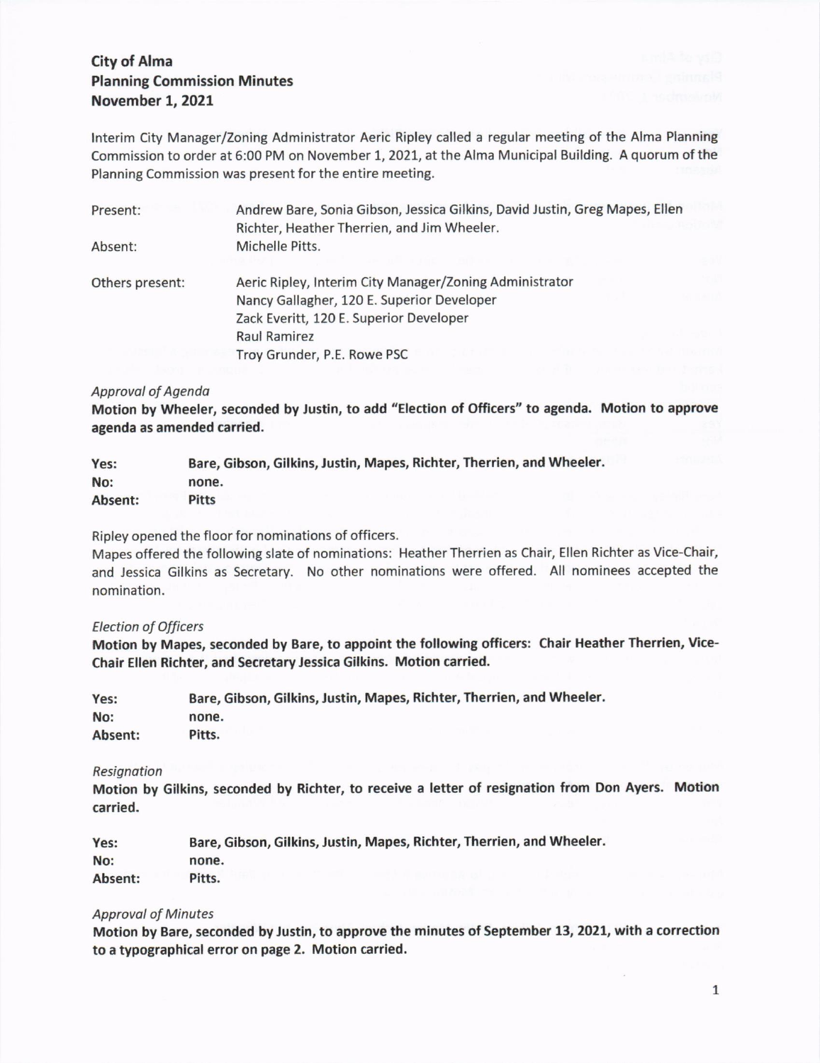**City of Alma**
**Planning Commission Minutes**
**November 1, 2021**

Interim City Manager/Zoning Administrator Aeric Ripley called a regular meeting of the Alma Planning Commission to order at 6:00 PM on November 1, 2021, at the Alma Municipal Building. A quorum of the Planning Commission was present for the entire meeting.

| | |
|---|---|
| Present: | Andrew Bare, Sonia Gibson, Jessica Gilkins, David Justin, Greg Mapes, Ellen Richter, Heather Therrien, and Jim Wheeler. |
| Absent: | Michelle Pitts. |
| Others present: | Aeric Ripley, Interim City Manager/Zoning Administrator<br>Nancy Gallagher, 120 E. Superior Developer<br>Zack Everitt, 120 E. Superior Developer<br>Raul Ramirez<br>Troy Grunder, P.E. Rowe PSC |

*Approval of Agenda*

**Motion by Wheeler, seconded by Justin, to add "Election of Officers" to agenda. Motion to approve agenda as amended carried.**

| | |
|---|---|
| **Yes:** | **Bare, Gibson, Gilkins, Justin, Mapes, Richter, Therrien, and Wheeler.** |
| **No:** | **none.** |
| **Absent:** | **Pitts** |

Ripley opened the floor for nominations of officers.

Mapes offered the following slate of nominations: Heather Therrien as Chair, Ellen Richter as Vice-Chair, and Jessica Gilkins as Secretary. No other nominations were offered. All nominees accepted the nomination.

*Election of Officers*

**Motion by Mapes, seconded by Bare, to appoint the following officers: Chair Heather Therrien, Vice-Chair Ellen Richter, and Secretary Jessica Gilkins. Motion carried.**

| | |
|---|---|
| **Yes:** | **Bare, Gibson, Gilkins, Justin, Mapes, Richter, Therrien, and Wheeler.** |
| **No:** | **none.** |
| **Absent:** | **Pitts.** |

*Resignation*

**Motion by Gilkins, seconded by Richter, to receive a letter of resignation from Don Ayers. Motion carried.**

| | |
|---|---|
| **Yes:** | **Bare, Gibson, Gilkins, Justin, Mapes, Richter, Therrien, and Wheeler.** |
| **No:** | **none.** |
| **Absent:** | **Pitts.** |

*Approval of Minutes*

**Motion by Bare, seconded by Justin, to approve the minutes of September 13, 2021, with a correction to a typographical error on page 2. Motion carried.**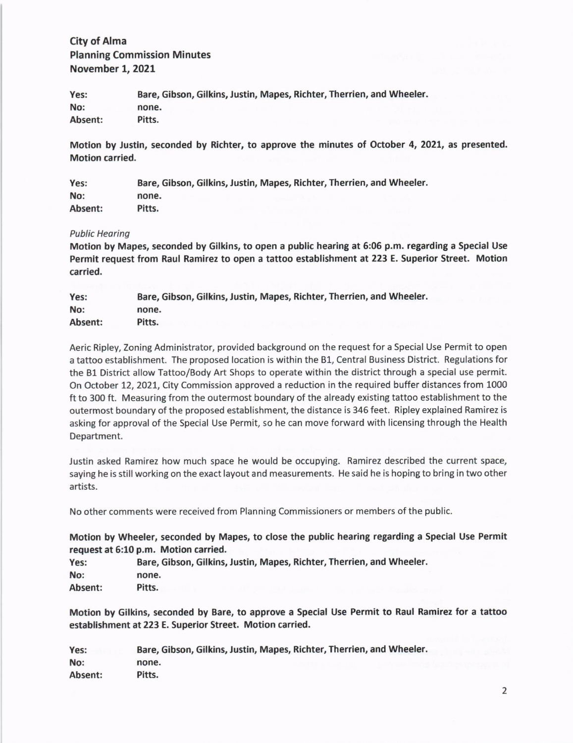**City of Alma**
**Planning Commission Minutes**
**November 1, 2021**

| | |
|---|---|
| **Yes:** | **Bare, Gibson, Gilkins, Justin, Mapes, Richter, Therrien, and Wheeler.** |
| **No:** | **none.** |
| **Absent:** | **Pitts.** |

**Motion by Justin, seconded by Richter, to approve the minutes of October 4, 2021, as presented. Motion carried.**

| | |
|---|---|
| **Yes:** | **Bare, Gibson, Gilkins, Justin, Mapes, Richter, Therrien, and Wheeler.** |
| **No:** | **none.** |
| **Absent:** | **Pitts.** |

*Public Hearing*

**Motion by Mapes, seconded by Gilkins, to open a public hearing at 6:06 p.m. regarding a Special Use Permit request from Raul Ramirez to open a tattoo establishment at 223 E. Superior Street. Motion carried.**

| | |
|---|---|
| **Yes:** | **Bare, Gibson, Gilkins, Justin, Mapes, Richter, Therrien, and Wheeler.** |
| **No:** | **none.** |
| **Absent:** | **Pitts.** |

Aeric Ripley, Zoning Administrator, provided background on the request for a Special Use Permit to open a tattoo establishment. The proposed location is within the B1, Central Business District. Regulations for the B1 District allow Tattoo/Body Art Shops to operate within the district through a special use permit. On October 12, 2021, City Commission approved a reduction in the required buffer distances from 1000 ft to 300 ft. Measuring from the outermost boundary of the already existing tattoo establishment to the outermost boundary of the proposed establishment, the distance is 346 feet. Ripley explained Ramirez is asking for approval of the Special Use Permit, so he can move forward with licensing through the Health Department.

Justin asked Ramirez how much space he would be occupying. Ramirez described the current space, saying he is still working on the exact layout and measurements. He said he is hoping to bring in two other artists.

No other comments were received from Planning Commissioners or members of the public.

**Motion by Wheeler, seconded by Mapes, to close the public hearing regarding a Special Use Permit request at 6:10 p.m. Motion carried.**

| | |
|---|---|
| **Yes:** | **Bare, Gibson, Gilkins, Justin, Mapes, Richter, Therrien, and Wheeler.** |
| **No:** | **none.** |
| **Absent:** | **Pitts.** |

**Motion by Gilkins, seconded by Bare, to approve a Special Use Permit to Raul Ramirez for a tattoo establishment at 223 E. Superior Street. Motion carried.**

| | |
|---|---|
| **Yes:** | **Bare, Gibson, Gilkins, Justin, Mapes, Richter, Therrien, and Wheeler.** |
| **No:** | **none.** |
| **Absent:** | **Pitts.** |